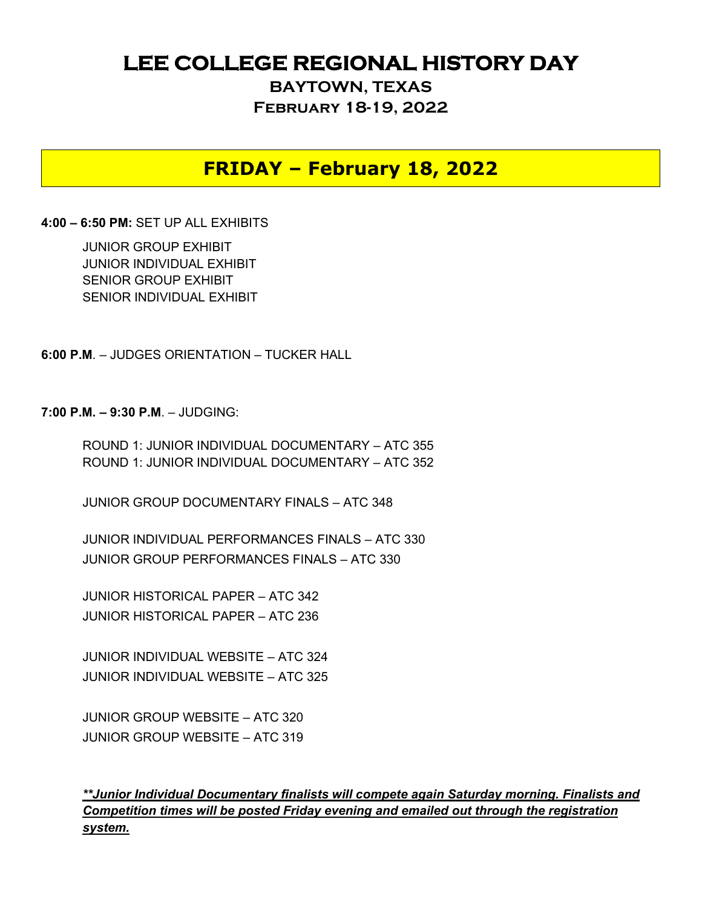# LEE COLLEGE REGIONAL HISTORY DAY

### BAYTOWN, TEXAS

### February 18-19, 2022

## FRIDAY – February 18, 2022

**4:00 – 6:50 PM:** SET UP ALL EXHIBITS

JUNIOR GROUP EXHIBIT
JUNIOR INDIVIDUAL EXHIBIT
SENIOR GROUP EXHIBIT
SENIOR INDIVIDUAL EXHIBIT

**6:00 P.M**. – JUDGES ORIENTATION – TUCKER HALL

**7:00 P.M. – 9:30 P.M**. – JUDGING:

ROUND 1: JUNIOR INDIVIDUAL DOCUMENTARY – ATC 355
ROUND 1: JUNIOR INDIVIDUAL DOCUMENTARY – ATC 352

JUNIOR GROUP DOCUMENTARY FINALS – ATC 348

JUNIOR INDIVIDUAL PERFORMANCES FINALS – ATC 330
JUNIOR GROUP PERFORMANCES FINALS – ATC 330

JUNIOR HISTORICAL PAPER – ATC 342
JUNIOR HISTORICAL PAPER – ATC 236

JUNIOR INDIVIDUAL WEBSITE – ATC 324
JUNIOR INDIVIDUAL WEBSITE – ATC 325

JUNIOR GROUP WEBSITE – ATC 320
JUNIOR GROUP WEBSITE – ATC 319

***\*\*Junior Individual Documentary finalists will compete again Saturday morning. Finalists and Competition times will be posted Friday evening and emailed out through the registration system.***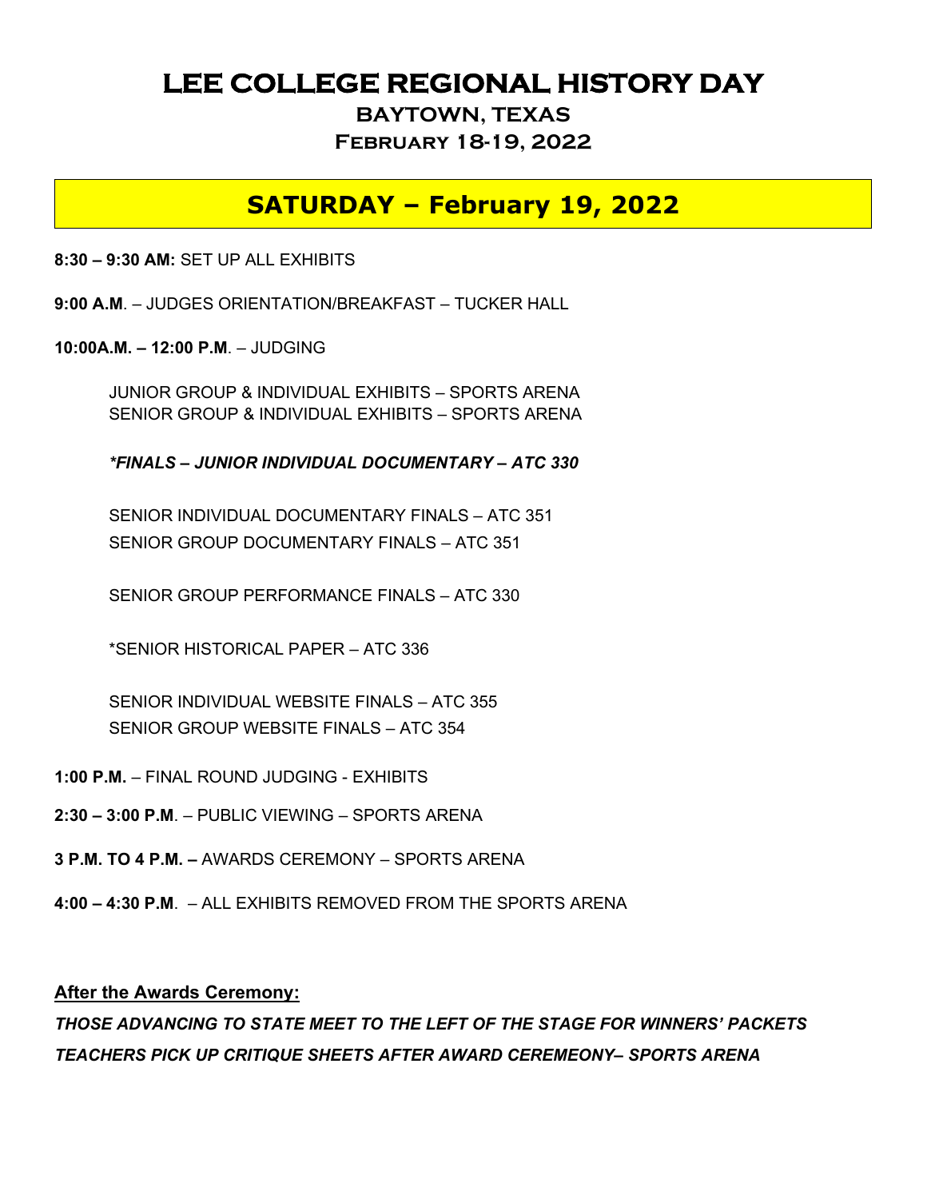# LEE COLLEGE REGIONAL HISTORY DAY

## BAYTOWN, TEXAS

## February 18-19, 2022

## SATURDAY – February 19, 2022

**8:30 – 9:30 AM:** SET UP ALL EXHIBITS

**9:00 A.M**. – JUDGES ORIENTATION/BREAKFAST – TUCKER HALL

**10:00A.M. – 12:00 P.M**. – JUDGING

JUNIOR GROUP & INDIVIDUAL EXHIBITS – SPORTS ARENA
SENIOR GROUP & INDIVIDUAL EXHIBITS – SPORTS ARENA

***FINALS – JUNIOR INDIVIDUAL DOCUMENTARY – ATC 330***

SENIOR INDIVIDUAL DOCUMENTARY FINALS – ATC 351
SENIOR GROUP DOCUMENTARY FINALS – ATC 351

SENIOR GROUP PERFORMANCE FINALS – ATC 330

*SENIOR HISTORICAL PAPER – ATC 336

SENIOR INDIVIDUAL WEBSITE FINALS – ATC 355
SENIOR GROUP WEBSITE FINALS – ATC 354

**1:00 P.M.** – FINAL ROUND JUDGING - EXHIBITS

**2:30 – 3:00 P.M**. – PUBLIC VIEWING – SPORTS ARENA

**3 P.M. TO 4 P.M. –** AWARDS CEREMONY – SPORTS ARENA

**4:00 – 4:30 P.M**. – ALL EXHIBITS REMOVED FROM THE SPORTS ARENA

**After the Awards Ceremony:**

***THOSE ADVANCING TO STATE MEET TO THE LEFT OF THE STAGE FOR WINNERS' PACKETS***

***TEACHERS PICK UP CRITIQUE SHEETS AFTER AWARD CEREMEONY– SPORTS ARENA***